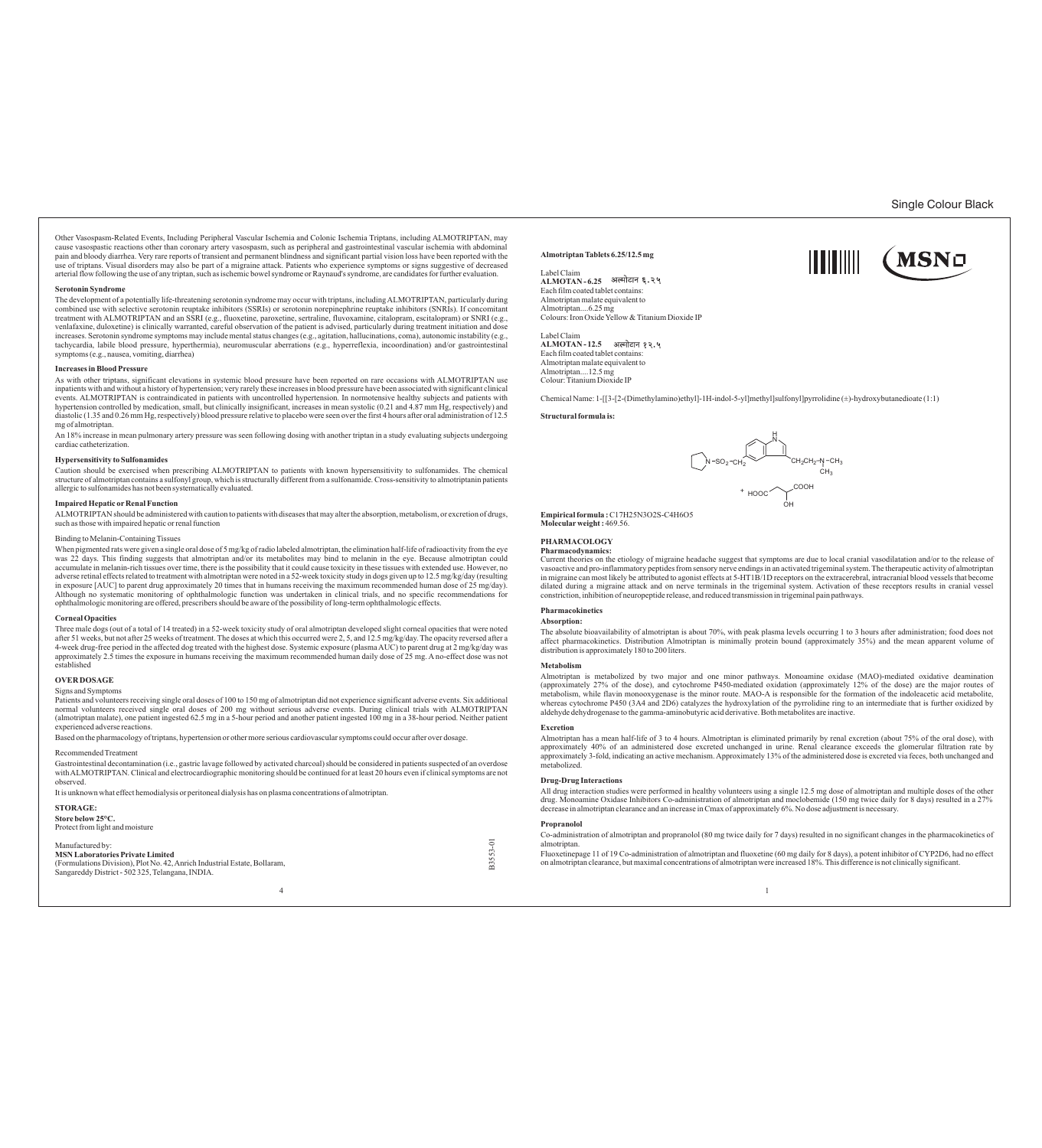Other Vasospasm-Related Events, Including Peripheral Vascular Ischemia and Colonic Ischemia Triptans, including ALMOTRIPTAN, may cause vasospastic reactions other than coronary artery vasospasm, such as peripheral and gastrointestinal vascular ischemia with abdominal pain and bloody diarrhea. Very rare reports of transient and permanent blindness and significant partial vision loss have been reported with the use of triptans. Visual disorders may also be part of a migraine attack. Patients who experience symptoms or signs suggestive of decreased arterial flow following the use of any triptan, such as ischemic bowel syndrome or Raynaud's syndrome, are candidates for further evaluation.

**Serotonin Syndrome**

The development of a potentially life-threatening serotonin syndrome may occur with triptans, including ALMOTRIPTAN, particularly during combined use with selective serotonin reuptake inhibitors (SSRIs) or serotonin norepinephrine reuptake inhibitors (SNRIs). If concomitant treatment with ALMOTRIPTAN and an SSRI (e.g., fluoxetine, paroxetine, sertraline, fluvoxamine, citalopram, escitalopram) or SNRI (e.g., venlafaxine, duloxetine) is clinically warranted, careful observation of the patient is advised, particularly during treatment initiation and dose increases. Serotonin syndrome symptoms may include mental status changes (e.g., agitation, hallucinations, coma), autonomic instability (e.g., tachycardia, labile blood pressure, hyperthermia), neuromuscular aberrations (e.g., hyperreflexia, incoordination) and/or gastrointestinal symptoms (e.g., nausea, vomiting, diarrhea)

**Increases in Blood Pressure**

As with other triptans, significant elevations in systemic blood pressure have been reported on rare occasions with ALMOTRIPTAN use inpatients with and without a history of hypertension; very rarely these increases in blood pressure have been associated with significant clinical events. ALMOTRIPTAN is contraindicated in patients with uncontrolled hypertension. In normotensive healthy subjects and patients with hypertension controlled by medication, small, but clinically insignificant, increases in mean systolic (0.21 and 4.87 mm Hg, respectively) and diastolic (1.35 and 0.26 mm Hg, respectively) blood pressure relative to placebo were seen over the first 4 hours after oral administration of 12.5 mg of almotriptan.

An 18% increase in mean pulmonary artery pressure was seen following dosing with another triptan in a study evaluating subjects undergoing cardiac catheterization.

**Hypersensitivity to Sulfonamides**

Caution should be exercised when prescribing ALMOTRIPTAN to patients with known hypersensitivity to sulfonamides. The chemical structure of almotriptan contains a sulfonyl group, which is structurally different from a sulfonamide. Cross-sensitivity to almotriptanin patients allergic to sulfonamides has not been systematically evaluated.

**Impaired Hepatic or Renal Function**

ALMOTRIPTAN should be administered with caution to patients with diseases that may alter the absorption, metabolism, or excretion of drugs, such as those with impaired hepatic or renal function

Binding to Melanin-Containing Tissues

When pigmented rats were given a single oral dose of 5 mg/kg of radio labeled almotriptan, the elimination half-life of radioactivity from the eye was 22 days. This finding suggests that almotriptan and/or its metabolites may bind to melanin in the eye. Because almotriptan could accumulate in melanin-rich tissues over time, there is the possibility that it could cause toxicity in these tissues with extended use. However, no adverse retinal effects related to treatment with almotriptan were noted in a 52-week toxicity study in dogs given up to 12.5 mg/kg/day (resulting in exposure [AUC] to parent drug approximately 20 times that in humans receiving the maximum recommended human dose of 25 mg/day). Although no systematic monitoring of ophthalmologic function was undertaken in clinical trials, and no specific recommendations for ophthalmologic monitoring are offered, prescribers should be aware of the possibility of long-term ophthalmologic effects.

**Corneal Opacities**

Three male dogs (out of a total of 14 treated) in a 52-week toxicity study of oral almotriptan developed slight corneal opacities that were noted after 51 weeks, but not after 25 weeks of treatment. The doses at which this occurred were 2, 5, and 12.5 mg/kg/day. The opacity reversed after a 4-week drug-free period in the affected dog treated with the highest dose. Systemic exposure (plasma AUC) to parent drug at 2 mg/kg/day was approximately 2.5 times the exposure in humans receiving the maximum recommended human daily dose of 25 mg. A no-effect dose was not established

**OVER DOSAGE**

Signs and Symptoms

Patients and volunteers receiving single oral doses of 100 to 150 mg of almotriptan did not experience significant adverse events. Six additional normal volunteers received single oral doses of 200 mg without serious adverse events. During clinical trials with ALMOTRIPTAN (almotriptan malate), one patient ingested 62.5 mg in a 5-hour period and another patient ingested 100 mg in a 38-hour period. Neither patient experienced adverse reactions.

Based on the pharmacology of triptans, hypertension or other more serious cardiovascular symptoms could occur after over dosage.

Recommended Treatment

Gastrointestinal decontamination (i.e., gastric lavage followed by activated charcoal) should be considered in patients suspected of an overdose with ALMOTRIPTAN. Clinical and electrocardiographic monitoring should be continued for at least 20 hours even if clinical symptoms are not observed.

It is unknown what effect hemodialysis or peritoneal dialysis has on plasma concentrations of almotriptan.

**STORAGE:**

**Store below 25°C.**
Protect from light and moisture

Manufactured by:
**MSN Laboratories Private Limited**
(Formulations Division), Plot No. 42, Anrich Industrial Estate, Bollaram,
Sangareddy District - 502 325, Telangana, INDIA.

B3553-01

**Almotriptan Tablets 6.25/12.5 mg**

Label Claim
**ALMOTAN - 6.25** अल्मोटान ६.२५
Each film coated tablet contains:
Almotriptan malate equivalent to
Almotriptan....6.25 mg
Colours: Iron Oxide Yellow & Titanium Dioxide IP

Label Claim
**ALMOTAN - 12.5** अल्मोटान १२.५
Each film coated tablet contains:
Almotriptan malate equivalent to
Almotriptan....12.5 mg
Colour: Titanium Dioxide IP

Chemical Name: 1-[[3-[2-(Dimethylamino)ethyl]-1H-indol-5-yl]methyl]sulfonyl]pyrrolidine (±)-hydroxybutanedioate (1:1)

**Structural formula is:**

**Empirical formula :** $C_{17}H_{25}N_3O_2S\text{-}C_4H_6O_5$
**Molecular weight :** 469.56.

**PHARMACOLOGY**

**Pharmacodynamics:**

Current theories on the etiology of migraine headache suggest that symptoms are due to local cranial vasodilatation and/or to the release of vasoactive and pro-inflammatory peptides from sensory nerve endings in an activated trigeminal system. The therapeutic activity of almotriptan in migraine can most likely be attributed to agonist effects at 5-HT1B/1D receptors on the extracerebral, intracranial blood vessels that become dilated during a migraine attack and on nerve terminals in the trigeminal system. Activation of these receptors results in cranial vessel constriction, inhibition of neuropeptide release, and reduced transmission in trigeminal pain pathways.

**Pharmacokinetics**

**Absorption:**

The absolute bioavailability of almotriptan is about 70%, with peak plasma levels occurring 1 to 3 hours after administration; food does not affect pharmacokinetics. Distribution Almotriptan is minimally protein bound (approximately 35%) and the mean apparent volume of distribution is approximately 180 to 200 liters.

**Metabolism**

Almotriptan is metabolized by two major and one minor pathways. Monoamine oxidase (MAO)-mediated oxidative deamination (approximately 27% of the dose), and cytochrome P450-mediated oxidation (approximately 12% of the dose) are the major routes of metabolism, while flavin monooxygenase is the minor route. MAO-A is responsible for the formation of the indoleacetic acid metabolite, whereas cytochrome P450 (3A4 and 2D6) catalyzes the hydroxylation of the pyrrolidine ring to an intermediate that is further oxidized by aldehyde dehydrogenase to the gamma-aminobutyric acid derivative. Both metabolites are inactive.

**Excretion**

Almotriptan has a mean half-life of 3 to 4 hours. Almotriptan is eliminated primarily by renal excretion (about 75% of the oral dose), with approximately 40% of an administered dose excreted unchanged in urine. Renal clearance exceeds the glomerular filtration rate by approximately 3-fold, indicating an active mechanism. Approximately 13% of the administered dose is excreted via feces, both unchanged and metabolized.

**Drug-Drug Interactions**

All drug interaction studies were performed in healthy volunteers using a single 12.5 mg dose of almotriptan and multiple doses of the other drug. Monoamine Oxidase Inhibitors Co-administration of almotriptan and moclobemide (150 mg twice daily for 8 days) resulted in a 27% decrease in almotriptan clearance and an increase in Cmax of approximately 6%. No dose adjustment is necessary.

**Propranolol**

Co-administration of almotriptan and propranolol (80 mg twice daily for 7 days) resulted in no significant changes in the pharmacokinetics of almotriptan.

Fluoxetinepage 11 of 19 Co-administration of almotriptan and fluoxetine (60 mg daily for 8 days), a potent inhibitor of CYP2D6, had no effect on almotriptan clearance, but maximal concentrations of almotriptan were increased 18%. This difference is not clinically significant.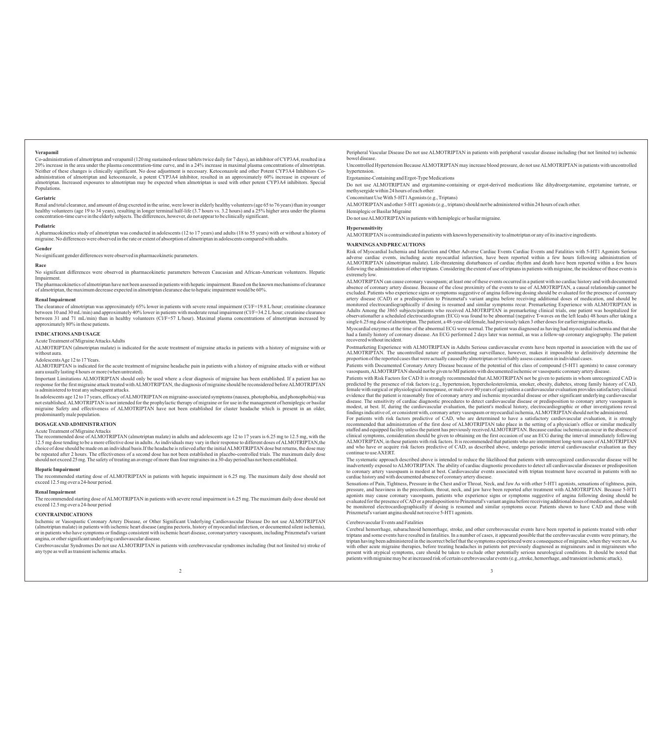#### Verapamil

Co-administration of almotriptan and verapamil (120 mg sustained-release tablets twice daily for 7 days), an inhibitor of CYP3A4, resulted in a 20% increase in the area under the plasma concentration-time curve, and in a 24% increase in maximal plasma concentrations of almotriptan. Neither of these changes is clinically significant. No dose adjustment is necessary. Ketoconazole and other Potent CYP3A4 Inhibitors Co-administration of almotriptan and ketoconazole, a potent CYP3A4 inhibitor, resulted in an approximately 60% increase in exposure of almotriptan. Increased exposures to almotriptan may be expected when almotriptan is used with other potent CYP3A4 inhibitors. Special Populations.

#### Geriatric

Renal and total clearance, and amount of drug excreted in the urine, were lower in elderly healthy volunteers (age 65 to 76 years) than in younger healthy volunteers (age 19 to 34 years), resulting in longer terminal half-life (3.7 hours vs. 3.2 hours) and a 25% higher area under the plasma concentration-time curve in the elderly subjects. The differences, however, do not appear to be clinically significant.

#### Pediatric

A pharmacokinetics study of almotriptan was conducted in adolescents (12 to 17 years) and adults (18 to 55 years) with or without a history of migraine. No differences were observed in the rate or extent of absorption of almotriptan in adolescents compared with adults.

#### Gender

No significant gender differences were observed in pharmacokinetic parameters.

#### Race

No significant differences were observed in pharmacokinetic parameters between Caucasian and African-American volunteers. Hepatic Impairment.

The pharmacokinetics of almotriptan have not been assessed in patients with hepatic impairment. Based on the known mechanisms of clearance of almotriptan, the maximum decrease expected in almotriptan clearance due to hepatic impairment would be 60%.

#### Renal Impairment

The clearance of almotriptan was approximately 65% lower in patients with severe renal impairment (Cl/F=19.8 L/hour; creatinine clearance between 10 and 30 mL/min) and approximately 40% lower in patients with moderate renal impairment (Cl/F=34.2 L/hour; creatinine clearance between 31 and 71 mL/min) than in healthy volunteers (Cl/F=57 L/hour). Maximal plasma concentrations of almotriptan increased by approximately 80% in these patients.

### INDICATIONS AND USAGE

Acute Treatment of Migraine Attacks Adults

ALMOTRIPTAN (almotriptan malate) is indicated for the acute treatment of migraine attacks in patients with a history of migraine with or without aura.

Adolescents Age 12 to 17 Years.

ALMOTRIPTAN is indicated for the acute treatment of migraine headache pain in patients with a history of migraine attacks with or without aura usually lasting 4 hours or more (when untreated).

Important Limitations ALMOTRIPTAN should only be used where a clear diagnosis of migraine has been established. If a patient has no response for the first migraine attack treated with ALMOTRIPTAN, the diagnosis of migraine should be reconsidered before ALMOTRIPTAN is administered to treat any subsequent attacks.

In adolescents age 12 to 17 years, efficacy of ALMOTRIPTAN on migraine-associated symptoms (nausea, photophobia, and phonophobia) was not established. ALMOTRIPTAN is not intended for the prophylactic therapy of migraine or for use in the management of hemiplegic or basilar migraine Safety and effectiveness of ALMOTRIPTAN have not been established for cluster headache which is present in an older, predominantly male population.

### DOSAGE AND ADMINISTRATION

Acute Treatment of Migraine Attacks

The recommended dose of ALMOTRIPTAN (almotriptan malate) in adults and adolescents age 12 to 17 years is 6.25 mg to 12.5 mg, with the 12.5 mg dose tending to be a more effective dose in adults. As individuals may vary in their response to different doses of ALMOTRIPTAN, the choice of dose should be made on an individual basis.If the headache is relieved after the initial ALMOTRIPTAN dose but returns, the dose may be repeated after 2 hours. The effectiveness of a second dose has not been established in placebo-controlled trials. The maximum daily dose should not exceed 25 mg. The safety of treating an average of more than four migraines in a 30-day period has not been established.

#### Hepatic Impairment

The recommended starting dose of ALMOTRIPTAN in patients with hepatic impairment is 6.25 mg. The maximum daily dose should not exceed 12.5 mg over a 24-hour period.

#### Renal Impairment

The recommended starting dose of ALMOTRIPTAN in patients with severe renal impairment is 6.25 mg. The maximum daily dose should not exceed 12.5 mg over a 24-hour period

### CONTRAINDICATIONS

Ischemic or Vasospastic Coronary Artery Disease, or Other Significant Underlying Cardiovascular Disease Do not use ALMOTRIPTAN (almotriptan malate) in patients with ischemic heart disease (angina pectoris, history of myocardial infarction, or documented silent ischemia), or in patients who have symptoms or findings consistent with ischemic heart disease, coronaryartery vasospasm, including Prinzmetal's variant angina, or other significant underlying cardiovascular disease.

Cerebrovascular Syndromes Do not use ALMOTRIPTAN in patients with cerebrovascular syndromes including (but not limited to) stroke of any type as well as transient ischemic attacks.

Peripheral Vascular Disease Do not use ALMOTRIPTAN in patients with peripheral vascular disease including (but not limited to) ischemic bowel disease.

Uncontrolled Hypertension Because ALMOTRIPTAN may increase blood pressure, do not use ALMOTRIPTAN in patients with uncontrolled hypertension.

Ergotamine-Containing and Ergot-Type Medications

Do not use ALMOTRIPTAN and ergotamine-containing or ergot-derived medications like dihydroergotamine, ergotamine tartrate, or methysergide within 24 hours of each other.

Concomitant Use With 5-HT1 Agonists (e.g., Triptans)

ALMOTRIPTAN and other 5-HT1 agonists (e.g., triptans) should not be administered within 24 hours of each other.

Hemiplegic or Basilar Migraine

Do not use ALMOTRIPTAN in patients with hemiplegic or basilar migraine.

#### Hypersensitivity

ALMOTRIPTAN is contraindicated in patients with known hypersensitivity to almotriptan or any of its inactive ingredients.

### WARNINGS AND PRECAUTIONS

Risk of Myocardial Ischemia and Infarction and Other Adverse Cardiac Events Cardiac Events and Fatalities with 5-HT1 Agonists Serious adverse cardiac events, including acute myocardial infarction, have been reported within a few hours following administration of ALMOTRIPTAN (almotriptan malate). Life-threatening disturbances of cardiac rhythm and death have been reported within a few hours following the administration of other triptans. Considering the extent of use of triptans in patients with migraine, the incidence of these events is extremely low.

ALMOTRIPTAN can cause coronary vasospasm; at least one of these events occurred in a patient with no cardiac history and with documented absence of coronary artery disease. Because of the close proximity of the events to use of ALMOTRIPTAN, a causal relationship cannot be excluded. Patients who experience signs or symptoms suggestive of angina following dosing should be evaluated for the presence of coronary artery disease (CAD) or a predisposition to Prinzmetal's variant angina before receiving additional doses of medication, and should be monitored electrocardiographically if dosing is resumed and similar symptoms recur. Premarketing Experience with ALMOTRIPTAN in Adults Among the 3865 subjects/patients who received ALMOTRIPTAN in premarketing clinical trials, one patient was hospitalized for observationafter a scheduled electrocardiogram (ECG) was found to be abnormal (negative T-waves on the left leads) 48 hours after taking a single 6.25 mg dose of almotriptan. The patient, a 48-year-old female, had previously taken 3 other doses for earlier migraine attacks.

Myocardial enzymes at the time of the abnormal ECG were normal. The patient was diagnosed as having had myocardial ischemia and that she had a family history of coronary disease. An ECG performed 2 days later was normal, as was a follow-up coronary angiography. The patient recovered without incident.

Postmarketing Experience with ALMOTRIPTAN in Adults Serious cardiovascular events have been reported in association with the use of ALMOTRIPTAN. The uncontrolled nature of postmarketing surveillance, however, makes it impossible to definitively determine the proportion of the reported cases that were actually caused by almotriptan or to reliably assess causation in individual cases.

Patients with Documented Coronary Artery Disease because of the potential of this class of compound (5-HT1 agonists) to cause coronary vasospasm, ALMOTRIPTAN should not be given to MI patients with documented ischemic or vasospastic coronary artery disease.

Patients with Risk Factors for CAD It is strongly recommended that ALMOTRIPTAN not be given to patients in whom unrecognized CAD is predicted by the presence of risk factors (e.g., hypertension, hypercholesterolemia, smoker, obesity, diabetes, strong family history of CAD, female with surgical or physiological menopause, or male over 40 years of age) unless a cardiovascular evaluation provides satisfactory clinical evidence that the patient is reasonably free of coronary artery and ischemic myocardial disease or other significant underlying cardiovascular disease. The sensitivity of cardiac diagnostic procedures to detect cardiovascular disease or predisposition to coronary artery vasospasm is modest, at best. If, during the cardiovascular evaluation, the patient's medical history, electrocardiographic or other investigations reveal findings indicative of, or consistent with, coronary artery vasospasm or myocardial ischemia, ALMOTRIPTAN should not be administered.

For patients with risk factors predictive of CAD, who are determined to have a satisfactory cardiovascular evaluation, it is strongly recommended that administration of the first dose of ALMOTRIPTAN take place in the setting of a physician's office or similar medically staffed and equipped facility unless the patient has previously received ALMOTRIPTAN. Because cardiac ischemia can occur in the absence of clinical symptoms, consideration should be given to obtaining on the first occasion of use an ECG during the interval immediately following ALMOTRIPTAN, in these patients with risk factors. It is recommended that patients who are intermittent long-term users of ALMOTRIPTAN and who have or acquire risk factors predictive of CAD, as described above, undergo periodic interval cardiovascular evaluation as they continue to use AXERT.

The systematic approach described above is intended to reduce the likelihood that patients with unrecognized cardiovascular disease will be inadvertently exposed to ALMOTRIPTAN. The ability of cardiac diagnostic procedures to detect all cardiovascular diseases or predisposition to coronary artery vasospasm is modest at best. Cardiovascular events associated with triptan treatment have occurred in patients with no cardiac history and with documented absence of coronary artery disease.

Sensations of Pain, Tightness, Pressure in the Chest and/or Throat, Neck, and Jaw As with other 5-HT1 agonists, sensations of tightness, pain, pressure, and heaviness in the precordium, throat, neck, and jaw have been reported after treatment with ALMOTRIPTAN. Because 5-HT1 agonists may cause coronary vasospasm, patients who experience signs or symptoms suggestive of angina following dosing should be evaluated for the presence of CAD or a predisposition to Prinzmetal's variant angina before receiving additional doses of medication, and should be monitored electrocardiographically if dosing is resumed and similar symptoms occur. Patients shown to have CAD and those with Prinzmetal's variant angina should not receive 5-HT1 agonists.

Cerebrovascular Events and Fatalities

Cerebral hemorrhage, subarachnoid hemorrhage, stroke, and other cerebrovascular events have been reported in patients treated with other triptans and some events have resulted in fatalities. In a number of cases, it appeared possible that the cerebrovascular events were primary, the triptan having been administered in the incorrect belief that the symptoms experienced were a consequence of migraine, when they were not. As with other acute migraine therapies, before treating headaches in patients not previously diagnosed as migraineurs and in migraineurs who present with atypical symptoms, care should be taken to exclude other potentially serious neurological conditions. It should be noted that patients with migraine may be at increased risk of certain cerebrovascular events (e.g.,stroke, hemorrhage, and transient ischemic attack).